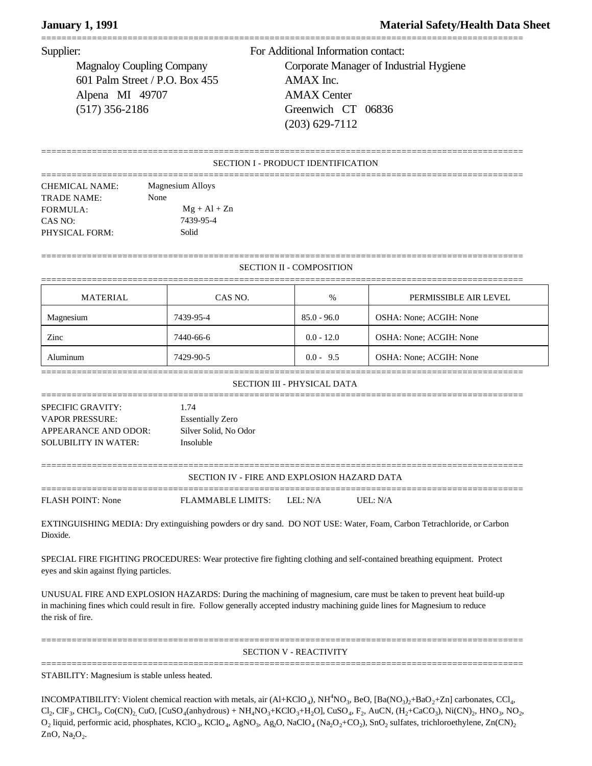**January 1, 1991** **Material Safety/Health Data Sheet**

Supplier:

Magnaloy Coupling Company
601 Palm Street / P.O. Box 455
Alpena MI 49707
(517) 356-2186

For Additional Information contact:

Corporate Manager of Industrial Hygiene
AMAX Inc.
AMAX Center
Greenwich CT 06836
(203) 629-7112

## SECTION I - PRODUCT IDENTIFICATION

CHEMICAL NAME: Magnesium Alloys
TRADE NAME: None
FORMULA: Mg + Al + Zn
CAS NO: 7439-95-4
PHYSICAL FORM: Solid

## SECTION II - COMPOSITION

| MATERIAL | CAS NO. | % | PERMISSIBLE AIR LEVEL |
|---|---|---|---|
| Magnesium | 7439-95-4 | 85.0 - 96.0 | OSHA: None; ACGIH: None |
| Zinc | 7440-66-6 | 0.0 - 12.0 | OSHA: None; ACGIH: None |
| Aluminum | 7429-90-5 | 0.0 - 9.5 | OSHA: None; ACGIH: None |

## SECTION III - PHYSICAL DATA

SPECIFIC GRAVITY: 1.74
VAPOR PRESSURE: Essentially Zero
APPEARANCE AND ODOR: Silver Solid, No Odor
SOLUBILITY IN WATER: Insoluble

## SECTION IV - FIRE AND EXPLOSION HAZARD DATA

FLASH POINT: None FLAMMABLE LIMITS: LEL: N/A UEL: N/A

EXTINGUISHING MEDIA: Dry extinguishing powders or dry sand. DO NOT USE: Water, Foam, Carbon Tetrachloride, or Carbon Dioxide.

SPECIAL FIRE FIGHTING PROCEDURES: Wear protective fire fighting clothing and self-contained breathing equipment. Protect eyes and skin against flying particles.

UNUSUAL FIRE AND EXPLOSION HAZARDS: During the machining of magnesium, care must be taken to prevent heat build-up in machining fines which could result in fire. Follow generally accepted industry machining guide lines for Magnesium to reduce the risk of fire.

## SECTION V - REACTIVITY

STABILITY: Magnesium is stable unless heated.

INCOMPATIBILITY: Violent chemical reaction with metals, air ($Al+KClO_4$), $NH^4NO_3$, BeO, [$Ba(NO_3)_2+BaO_2+Zn$] carbonates, $CCl_4$, $Cl_2$, $ClF_3$, $CHCl_3$, $Co(CN)_2$, CuO, [$CuSO_4$(anhydrous) + $NH_4NO_3+KClO_3+H_2O$], $CuSO_4$, $F_2$, AuCN, ($H_2+CaCO_3$), $Ni(CN)_2$, $HNO_3$, $NO_2$, $O_2$ liquid, performic acid, phosphates, $KClO_3$, $KClO_4$, $AgNO_3$, $Ag_2O$, $NaClO_4$ ($Na_2O_2+CO_2$), $SnO_2$ sulfates, trichloroethylene, $Zn(CN)_2$ ZnO, $Na_2O_2$.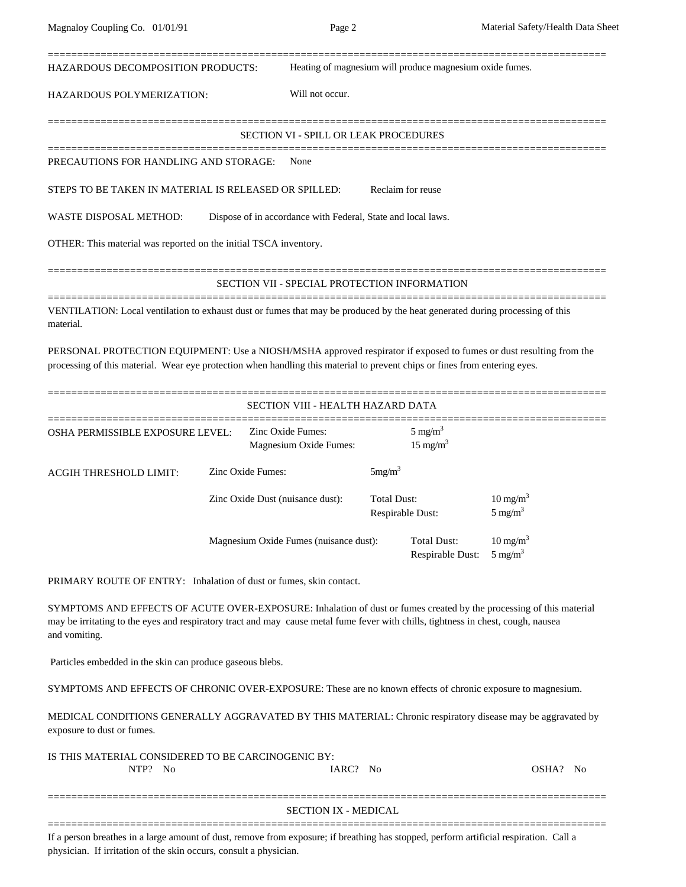HAZARDOUS DECOMPOSITION PRODUCTS: Heating of magnesium will produce magnesium oxide fumes.

HAZARDOUS POLYMERIZATION: Will not occur.

## SECTION VI - SPILL OR LEAK PROCEDURES

PRECAUTIONS FOR HANDLING AND STORAGE: None

STEPS TO BE TAKEN IN MATERIAL IS RELEASED OR SPILLED: Reclaim for reuse

WASTE DISPOSAL METHOD: Dispose of in accordance with Federal, State and local laws.

OTHER: This material was reported on the initial TSCA inventory.

## SECTION VII - SPECIAL PROTECTION INFORMATION

VENTILATION: Local ventilation to exhaust dust or fumes that may be produced by the heat generated during processing of this material.

PERSONAL PROTECTION EQUIPMENT: Use a NIOSH/MSHA approved respirator if exposed to fumes or dust resulting from the processing of this material. Wear eye protection when handling this material to prevent chips or fines from entering eyes.

## SECTION VIII - HEALTH HAZARD DATA

| | | | |
|---|---|---|---|
| OSHA PERMISSIBLE EXPOSURE LEVEL: | Zinc Oxide Fumes: | 5 mg/m$^3$ | |
| | Magnesium Oxide Fumes: | 15 mg/m$^3$ | |
| ACGIH THRESHOLD LIMIT: | Zinc Oxide Fumes: | 5mg/m$^3$ | |
| | Zinc Oxide Dust (nuisance dust): | Total Dust: | 10 mg/m$^3$ |
| | | Respirable Dust: | 5 mg/m$^3$ |
| | Magnesium Oxide Fumes (nuisance dust): | Total Dust: | 10 mg/m$^3$ |
| | | Respirable Dust: | 5 mg/m$^3$ |

PRIMARY ROUTE OF ENTRY: Inhalation of dust or fumes, skin contact.

SYMPTOMS AND EFFECTS OF ACUTE OVER-EXPOSURE: Inhalation of dust or fumes created by the processing of this material may be irritating to the eyes and respiratory tract and may cause metal fume fever with chills, tightness in chest, cough, nausea and vomiting.

Particles embedded in the skin can produce gaseous blebs.

SYMPTOMS AND EFFECTS OF CHRONIC OVER-EXPOSURE: These are no known effects of chronic exposure to magnesium.

MEDICAL CONDITIONS GENERALLY AGGRAVATED BY THIS MATERIAL: Chronic respiratory disease may be aggravated by exposure to dust or fumes.

IS THIS MATERIAL CONSIDERED TO BE CARCINOGENIC BY:
NTP? No IARC? No OSHA? No

## SECTION IX - MEDICAL

If a person breathes in a large amount of dust, remove from exposure; if breathing has stopped, perform artificial respiration. Call a physician. If irritation of the skin occurs, consult a physician.